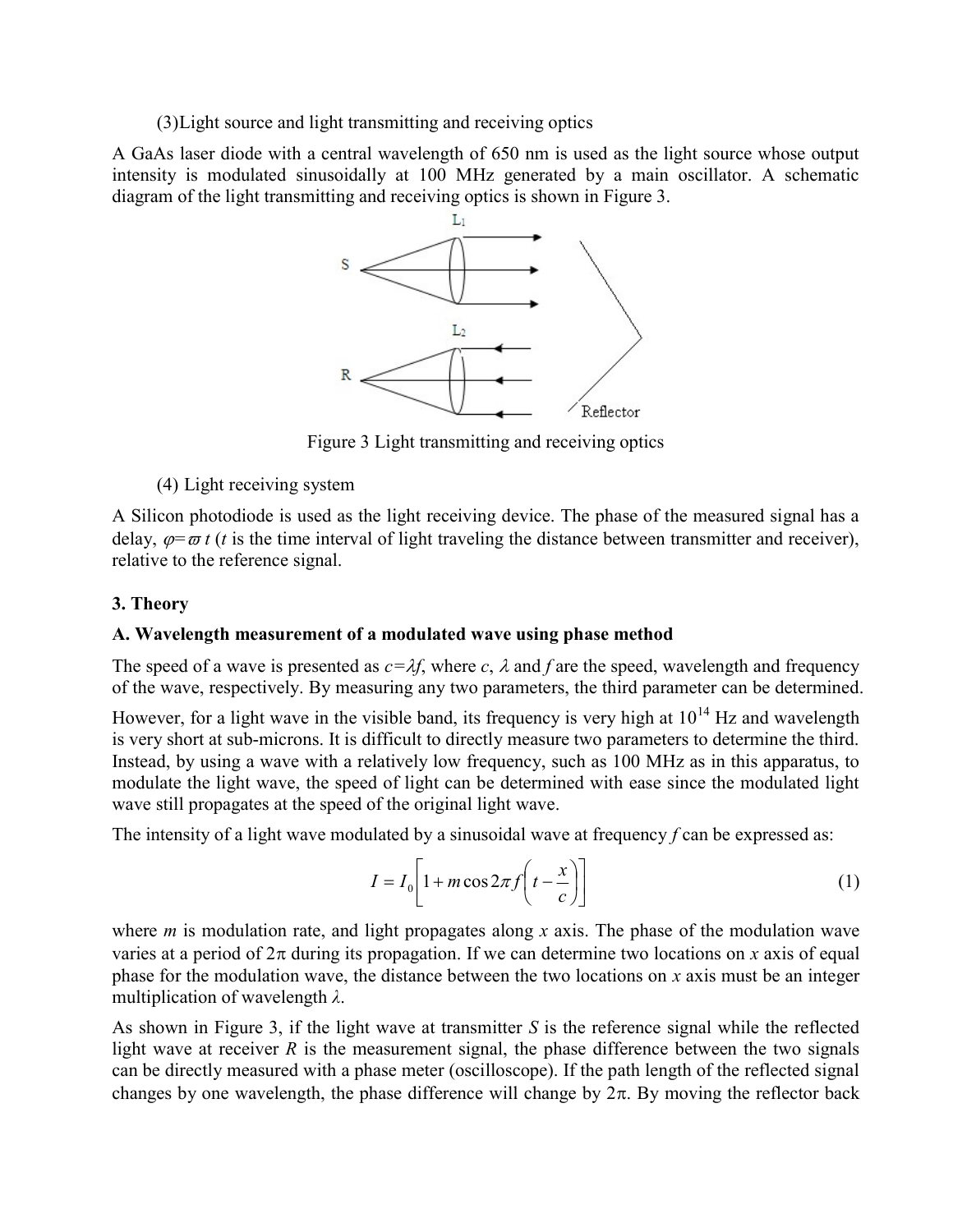(3)Light source and light transmitting and receiving optics

A GaAs laser diode with a central wavelength of 650 nm is used as the light source whose output intensity is modulated sinusoidally at 100 MHz generated by a main oscillator. A schematic diagram of the light transmitting and receiving optics is shown in Figure 3.

Figure 3 Light transmitting and receiving optics

(4) Light receiving system

A Silicon photodiode is used as the light receiving device. The phase of the measured signal has a delay, $\varphi=\varpi t$ ($t$ is the time interval of light traveling the distance between transmitter and receiver), relative to the reference signal.

## 3. Theory

### A. Wavelength measurement of a modulated wave using phase method

The speed of a wave is presented as $c=\lambda f$, where $c$, $\lambda$ and $f$ are the speed, wavelength and frequency of the wave, respectively. By measuring any two parameters, the third parameter can be determined.

However, for a light wave in the visible band, its frequency is very high at $10^{14}$ Hz and wavelength is very short at sub-microns. It is difficult to directly measure two parameters to determine the third. Instead, by using a wave with a relatively low frequency, such as 100 MHz as in this apparatus, to modulate the light wave, the speed of light can be determined with ease since the modulated light wave still propagates at the speed of the original light wave.

The intensity of a light wave modulated by a sinusoidal wave at frequency $f$ can be expressed as:

$$I = I_0\left[1 + m\cos 2\pi f\left(t - \frac{x}{c}\right)\right] \tag{1}$$

where $m$ is modulation rate, and light propagates along $x$ axis. The phase of the modulation wave varies at a period of $2\pi$ during its propagation. If we can determine two locations on $x$ axis of equal phase for the modulation wave, the distance between the two locations on $x$ axis must be an integer multiplication of wavelength $\lambda$.

As shown in Figure 3, if the light wave at transmitter $S$ is the reference signal while the reflected light wave at receiver $R$ is the measurement signal, the phase difference between the two signals can be directly measured with a phase meter (oscilloscope). If the path length of the reflected signal changes by one wavelength, the phase difference will change by $2\pi$. By moving the reflector back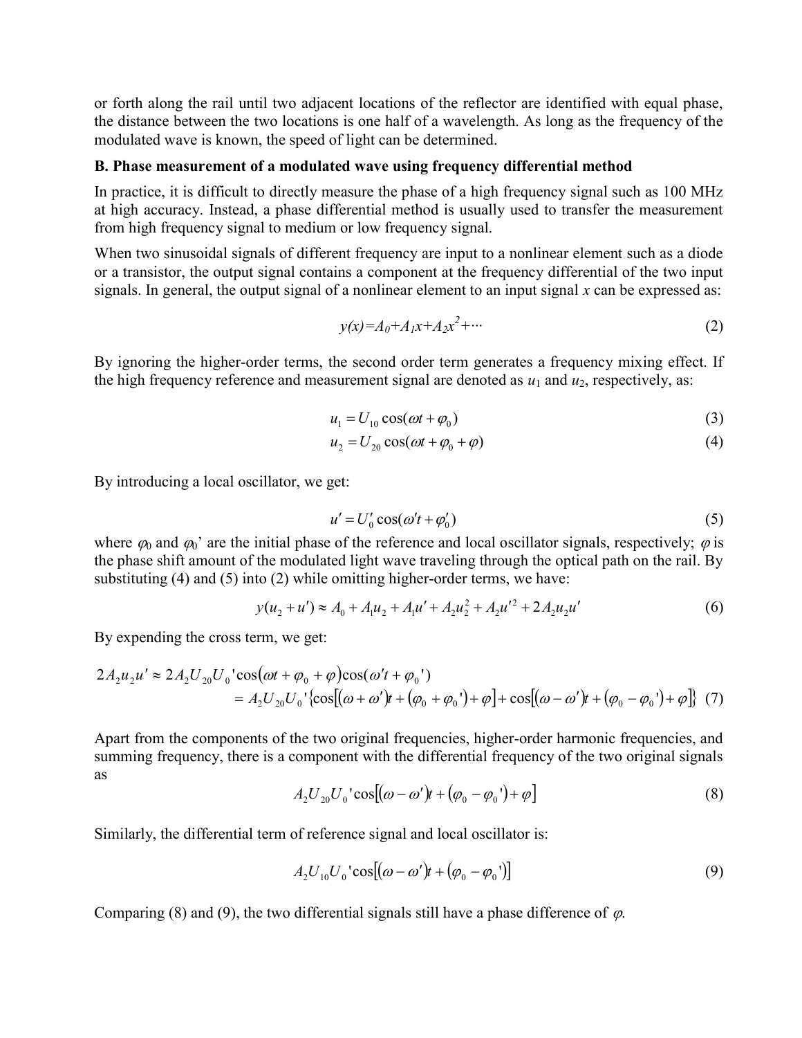or forth along the rail until two adjacent locations of the reflector are identified with equal phase, the distance between the two locations is one half of a wavelength. As long as the frequency of the modulated wave is known, the speed of light can be determined.

**B. Phase measurement of a modulated wave using frequency differential method**

In practice, it is difficult to directly measure the phase of a high frequency signal such as 100 MHz at high accuracy. Instead, a phase differential method is usually used to transfer the measurement from high frequency signal to medium or low frequency signal.

When two sinusoidal signals of different frequency are input to a nonlinear element such as a diode or a transistor, the output signal contains a component at the frequency differential of the two input signals. In general, the output signal of a nonlinear element to an input signal $x$ can be expressed as:

$$y(x)=A_0+A_1x+A_2x^2+\cdots \tag{2}$$

By ignoring the higher-order terms, the second order term generates a frequency mixing effect. If the high frequency reference and measurement signal are denoted as $u_1$ and $u_2$, respectively, as:

$$u_1 = U_{10}\cos(\omega t+\varphi_0) \tag{3}$$

$$u_2 = U_{20}\cos(\omega t+\varphi_0+\varphi) \tag{4}$$

By introducing a local oscillator, we get:

$$u' = U_0'\cos(\omega' t+\varphi_0') \tag{5}$$

where $\varphi_0$ and $\varphi_0$' are the initial phase of the reference and local oscillator signals, respectively; $\varphi$ is the phase shift amount of the modulated light wave traveling through the optical path on the rail. By substituting (4) and (5) into (2) while omitting higher-order terms, we have:

$$y(u_2+u') \approx A_0 + A_1u_2 + A_1u' + A_2u_2^2 + A_2u'^2 + 2A_2u_2u' \tag{6}$$

By expending the cross term, we get:

$$\begin{aligned} 2A_2u_2u' &\approx 2A_2U_{20}U_0'\cos(\omega t+\varphi_0+\varphi)\cos(\omega' t+\varphi_0') \\ &= A_2U_{20}U_0'\{\cos[(\omega+\omega')t+(\varphi_0+\varphi_0')+\varphi]+\cos[(\omega-\omega')t+(\varphi_0-\varphi_0')+\varphi]\} \end{aligned} \tag{7}$$

Apart from the components of the two original frequencies, higher-order harmonic frequencies, and summing frequency, there is a component with the differential frequency of the two original signals as

$$A_2U_{20}U_0'\cos[(\omega-\omega')t+(\varphi_0-\varphi_0')+\varphi] \tag{8}$$

Similarly, the differential term of reference signal and local oscillator is:

$$A_2U_{10}U_0'\cos[(\omega-\omega')t+(\varphi_0-\varphi_0')] \tag{9}$$

Comparing (8) and (9), the two differential signals still have a phase difference of $\varphi$.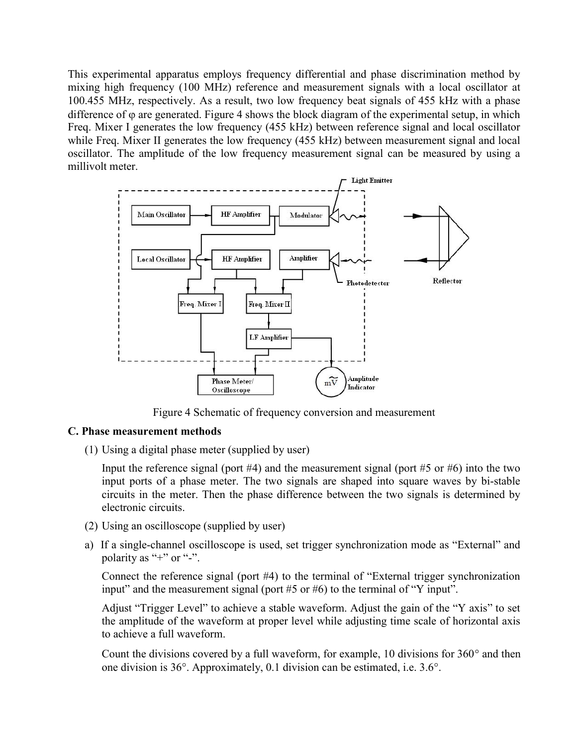This experimental apparatus employs frequency differential and phase discrimination method by mixing high frequency (100 MHz) reference and measurement signals with a local oscillator at 100.455 MHz, respectively. As a result, two low frequency beat signals of 455 kHz with a phase difference of φ are generated. Figure 4 shows the block diagram of the experimental setup, in which Freq. Mixer I generates the low frequency (455 kHz) between reference signal and local oscillator while Freq. Mixer II generates the low frequency (455 kHz) between measurement signal and local oscillator. The amplitude of the low frequency measurement signal can be measured by using a millivolt meter.

Figure 4 Schematic of frequency conversion and measurement

### C. Phase measurement methods

(1) Using a digital phase meter (supplied by user)

Input the reference signal (port #4) and the measurement signal (port #5 or #6) into the two input ports of a phase meter. The two signals are shaped into square waves by bi-stable circuits in the meter. Then the phase difference between the two signals is determined by electronic circuits.

(2) Using an oscilloscope (supplied by user)

a) If a single-channel oscilloscope is used, set trigger synchronization mode as "External" and polarity as "+" or "-".

Connect the reference signal (port #4) to the terminal of "External trigger synchronization input" and the measurement signal (port #5 or #6) to the terminal of "Y input".

Adjust "Trigger Level" to achieve a stable waveform. Adjust the gain of the "Y axis" to set the amplitude of the waveform at proper level while adjusting time scale of horizontal axis to achieve a full waveform.

Count the divisions covered by a full waveform, for example, 10 divisions for 360° and then one division is 36°. Approximately, 0.1 division can be estimated, i.e. 3.6°.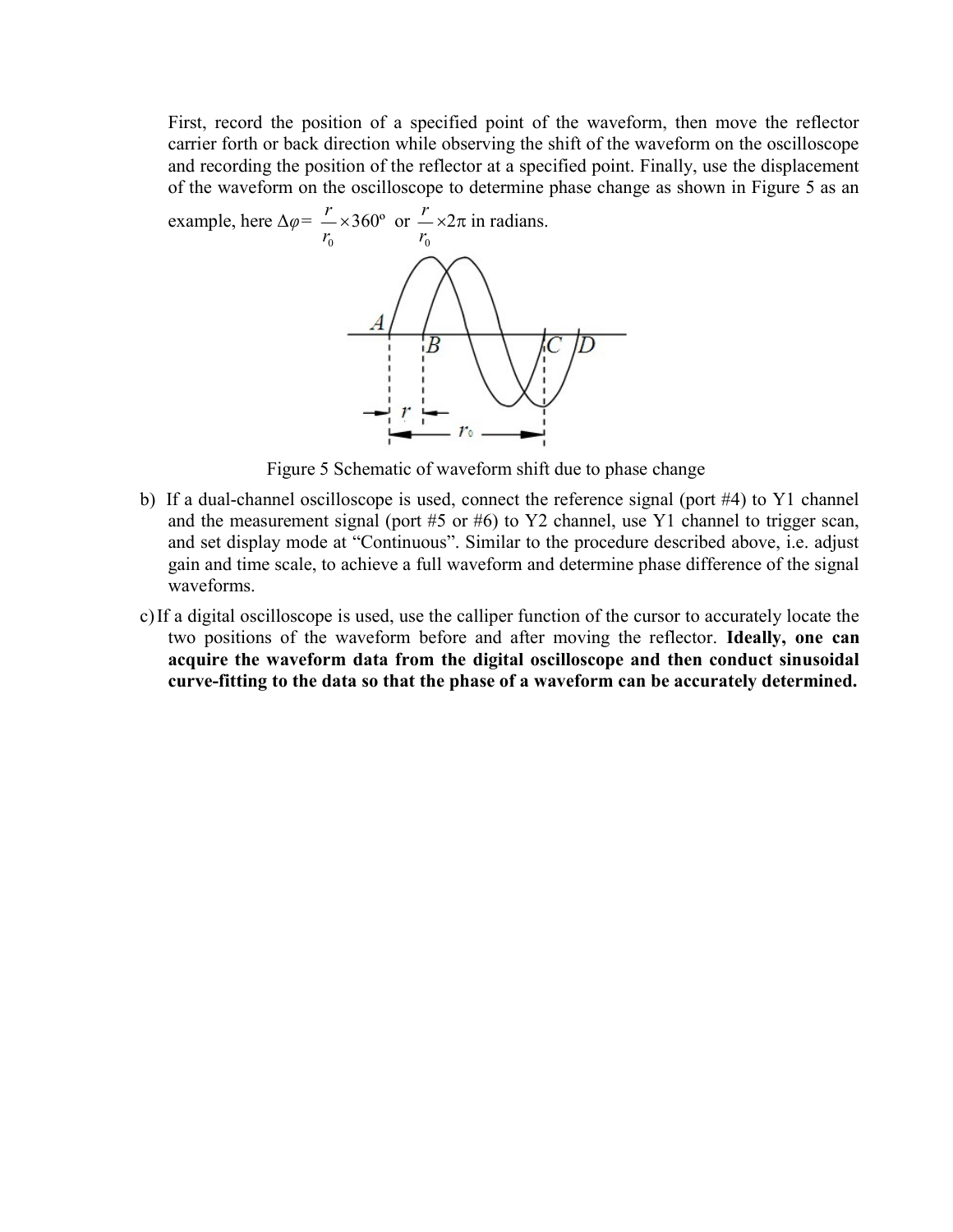First, record the position of a specified point of the waveform, then move the reflector carrier forth or back direction while observing the shift of the waveform on the oscilloscope and recording the position of the reflector at a specified point. Finally, use the displacement of the waveform on the oscilloscope to determine phase change as shown in Figure 5 as an example, here $\Delta\varphi = \frac{r}{r_0} \times 360^{\circ}$ or $\frac{r}{r_0} \times 2\pi$ in radians.

A
B
C
D
$r$
$r_0$

Figure 5 Schematic of waveform shift due to phase change

b) If a dual-channel oscilloscope is used, connect the reference signal (port #4) to Y1 channel and the measurement signal (port #5 or #6) to Y2 channel, use Y1 channel to trigger scan, and set display mode at "Continuous". Similar to the procedure described above, i.e. adjust gain and time scale, to achieve a full waveform and determine phase difference of the signal waveforms.

c) If a digital oscilloscope is used, use the calliper function of the cursor to accurately locate the two positions of the waveform before and after moving the reflector. **Ideally, one can acquire the waveform data from the digital oscilloscope and then conduct sinusoidal curve-fitting to the data so that the phase of a waveform can be accurately determined.**